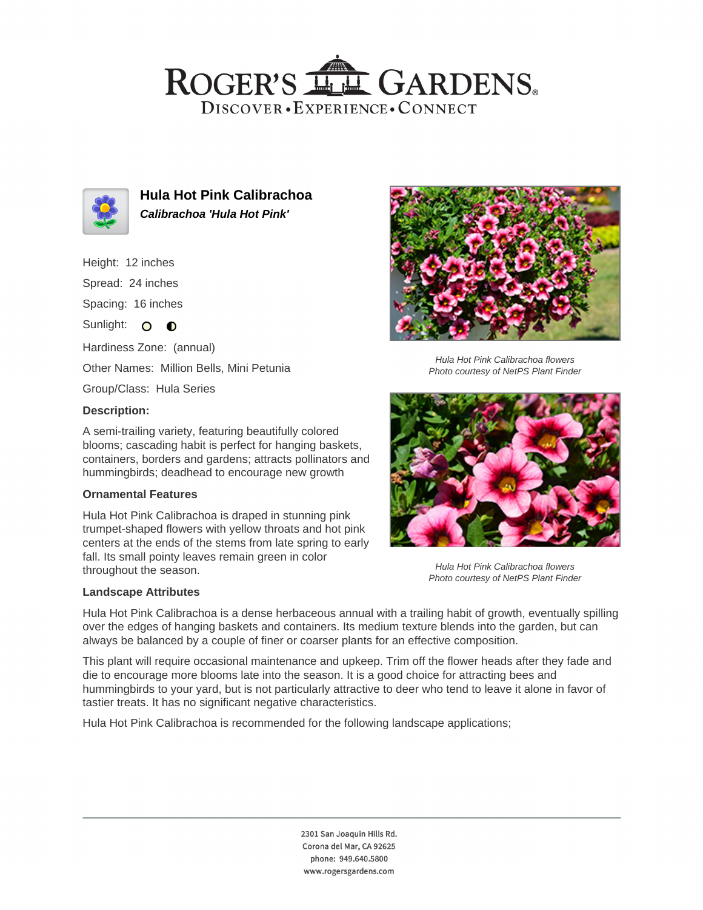# ROGER'S GARDENS

DISCOVER • EXPERIENCE • CONNECT

## Hula Hot Pink Calibrachoa

***Calibrachoa 'Hula Hot Pink'***

Height: 12 inches

Spread: 24 inches

Spacing: 16 inches

Sunlight:

Hardiness Zone: (annual)

Other Names: Million Bells, Mini Petunia

Group/Class: Hula Series

### Description:

A semi-trailing variety, featuring beautifully colored blooms; cascading habit is perfect for hanging baskets, containers, borders and gardens; attracts pollinators and hummingbirds; deadhead to encourage new growth

### Ornamental Features

Hula Hot Pink Calibrachoa is draped in stunning pink trumpet-shaped flowers with yellow throats and hot pink centers at the ends of the stems from late spring to early fall. Its small pointy leaves remain green in color throughout the season.

*Hula Hot Pink Calibrachoa flowers*
*Photo courtesy of NetPS Plant Finder*

*Hula Hot Pink Calibrachoa flowers*
*Photo courtesy of NetPS Plant Finder*

### Landscape Attributes

Hula Hot Pink Calibrachoa is a dense herbaceous annual with a trailing habit of growth, eventually spilling over the edges of hanging baskets and containers. Its medium texture blends into the garden, but can always be balanced by a couple of finer or coarser plants for an effective composition.

This plant will require occasional maintenance and upkeep. Trim off the flower heads after they fade and die to encourage more blooms late into the season. It is a good choice for attracting bees and hummingbirds to your yard, but is not particularly attractive to deer who tend to leave it alone in favor of tastier treats. It has no significant negative characteristics.

Hula Hot Pink Calibrachoa is recommended for the following landscape applications;

2301 San Joaquin Hills Rd.
Corona del Mar, CA 92625
phone: 949.640.5800
www.rogersgardens.com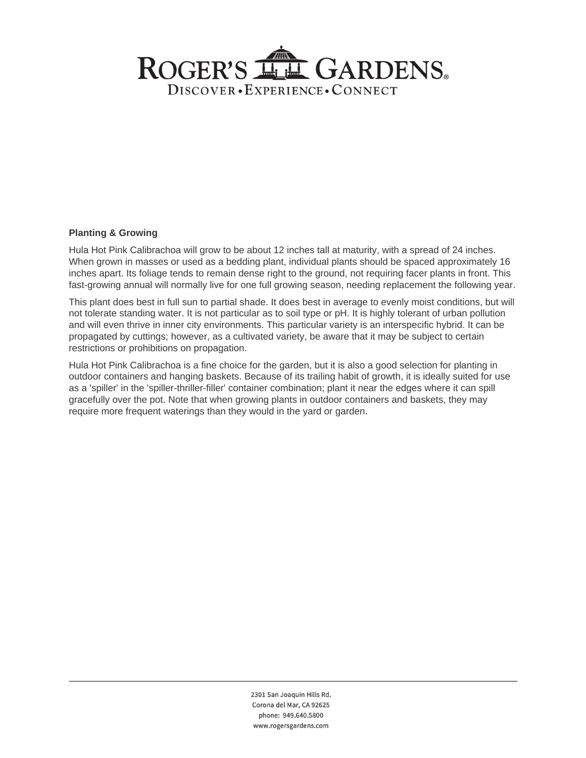### Planting & Growing

Hula Hot Pink Calibrachoa will grow to be about 12 inches tall at maturity, with a spread of 24 inches. When grown in masses or used as a bedding plant, individual plants should be spaced approximately 16 inches apart. Its foliage tends to remain dense right to the ground, not requiring facer plants in front. This fast-growing annual will normally live for one full growing season, needing replacement the following year.

This plant does best in full sun to partial shade. It does best in average to evenly moist conditions, but will not tolerate standing water. It is not particular as to soil type or pH. It is highly tolerant of urban pollution and will even thrive in inner city environments. This particular variety is an interspecific hybrid. It can be propagated by cuttings; however, as a cultivated variety, be aware that it may be subject to certain restrictions or prohibitions on propagation.

Hula Hot Pink Calibrachoa is a fine choice for the garden, but it is also a good selection for planting in outdoor containers and hanging baskets. Because of its trailing habit of growth, it is ideally suited for use as a 'spiller' in the 'spiller-thriller-filler' container combination; plant it near the edges where it can spill gracefully over the pot. Note that when growing plants in outdoor containers and baskets, they may require more frequent waterings than they would in the yard or garden.